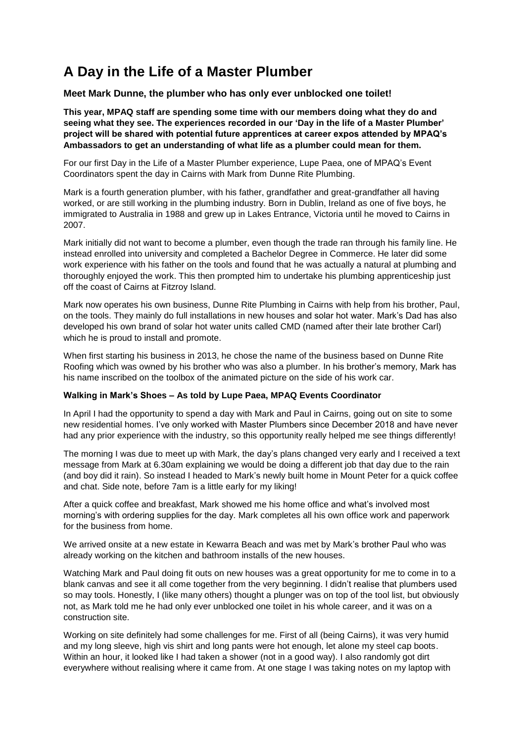# A Day in the Life of a Master Plumber

### Meet Mark Dunne, the plumber who has only ever unblocked one toilet!

**This year, MPAQ staff are spending some time with our members doing what they do and seeing what they see. The experiences recorded in our 'Day in the life of a Master Plumber' project will be shared with potential future apprentices at career expos attended by MPAQ's Ambassadors to get an understanding of what life as a plumber could mean for them.**

For our first Day in the Life of a Master Plumber experience, Lupe Paea, one of MPAQ's Event Coordinators spent the day in Cairns with Mark from Dunne Rite Plumbing.

Mark is a fourth generation plumber, with his father, grandfather and great-grandfather all having worked, or are still working in the plumbing industry. Born in Dublin, Ireland as one of five boys, he immigrated to Australia in 1988 and grew up in Lakes Entrance, Victoria until he moved to Cairns in 2007.

Mark initially did not want to become a plumber, even though the trade ran through his family line. He instead enrolled into university and completed a Bachelor Degree in Commerce. He later did some work experience with his father on the tools and found that he was actually a natural at plumbing and thoroughly enjoyed the work. This then prompted him to undertake his plumbing apprenticeship just off the coast of Cairns at Fitzroy Island.

Mark now operates his own business, Dunne Rite Plumbing in Cairns with help from his brother, Paul, on the tools. They mainly do full installations in new houses and solar hot water. Mark's Dad has also developed his own brand of solar hot water units called CMD (named after their late brother Carl) which he is proud to install and promote.

When first starting his business in 2013, he chose the name of the business based on Dunne Rite Roofing which was owned by his brother who was also a plumber. In his brother's memory, Mark has his name inscribed on the toolbox of the animated picture on the side of his work car.

**Walking in Mark's Shoes – As told by Lupe Paea, MPAQ Events Coordinator**

In April I had the opportunity to spend a day with Mark and Paul in Cairns, going out on site to some new residential homes. I've only worked with Master Plumbers since December 2018 and have never had any prior experience with the industry, so this opportunity really helped me see things differently!

The morning I was due to meet up with Mark, the day's plans changed very early and I received a text message from Mark at 6.30am explaining we would be doing a different job that day due to the rain (and boy did it rain). So instead I headed to Mark's newly built home in Mount Peter for a quick coffee and chat. Side note, before 7am is a little early for my liking!

After a quick coffee and breakfast, Mark showed me his home office and what's involved most morning's with ordering supplies for the day. Mark completes all his own office work and paperwork for the business from home.

We arrived onsite at a new estate in Kewarra Beach and was met by Mark's brother Paul who was already working on the kitchen and bathroom installs of the new houses.

Watching Mark and Paul doing fit outs on new houses was a great opportunity for me to come in to a blank canvas and see it all come together from the very beginning. I didn't realise that plumbers used so may tools. Honestly, I (like many others) thought a plunger was on top of the tool list, but obviously not, as Mark told me he had only ever unblocked one toilet in his whole career, and it was on a construction site.

Working on site definitely had some challenges for me. First of all (being Cairns), it was very humid and my long sleeve, high vis shirt and long pants were hot enough, let alone my steel cap boots. Within an hour, it looked like I had taken a shower (not in a good way). I also randomly got dirt everywhere without realising where it came from. At one stage I was taking notes on my laptop with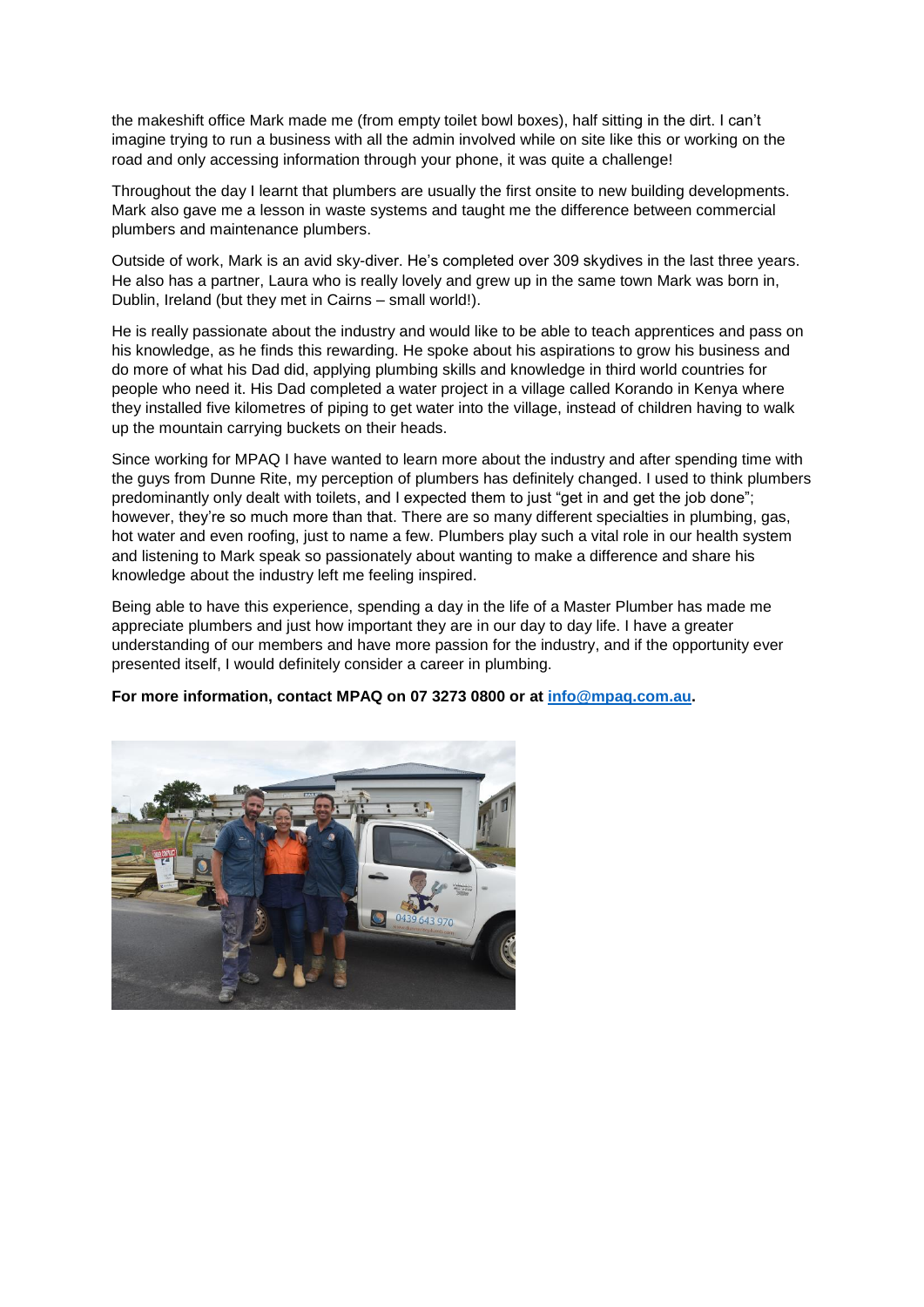the makeshift office Mark made me (from empty toilet bowl boxes), half sitting in the dirt. I can't imagine trying to run a business with all the admin involved while on site like this or working on the road and only accessing information through your phone, it was quite a challenge!

Throughout the day I learnt that plumbers are usually the first onsite to new building developments. Mark also gave me a lesson in waste systems and taught me the difference between commercial plumbers and maintenance plumbers.

Outside of work, Mark is an avid sky-diver. He's completed over 309 skydives in the last three years. He also has a partner, Laura who is really lovely and grew up in the same town Mark was born in, Dublin, Ireland (but they met in Cairns – small world!).

He is really passionate about the industry and would like to be able to teach apprentices and pass on his knowledge, as he finds this rewarding. He spoke about his aspirations to grow his business and do more of what his Dad did, applying plumbing skills and knowledge in third world countries for people who need it. His Dad completed a water project in a village called Korando in Kenya where they installed five kilometres of piping to get water into the village, instead of children having to walk up the mountain carrying buckets on their heads.

Since working for MPAQ I have wanted to learn more about the industry and after spending time with the guys from Dunne Rite, my perception of plumbers has definitely changed. I used to think plumbers predominantly only dealt with toilets, and I expected them to just "get in and get the job done"; however, they're so much more than that. There are so many different specialties in plumbing, gas, hot water and even roofing, just to name a few. Plumbers play such a vital role in our health system and listening to Mark speak so passionately about wanting to make a difference and share his knowledge about the industry left me feeling inspired.

Being able to have this experience, spending a day in the life of a Master Plumber has made me appreciate plumbers and just how important they are in our day to day life. I have a greater understanding of our members and have more passion for the industry, and if the opportunity ever presented itself, I would definitely consider a career in plumbing.

**For more information, contact MPAQ on 07 3273 0800 or at [info@mpaq.com.au](mailto:info@mpaq.com.au).**